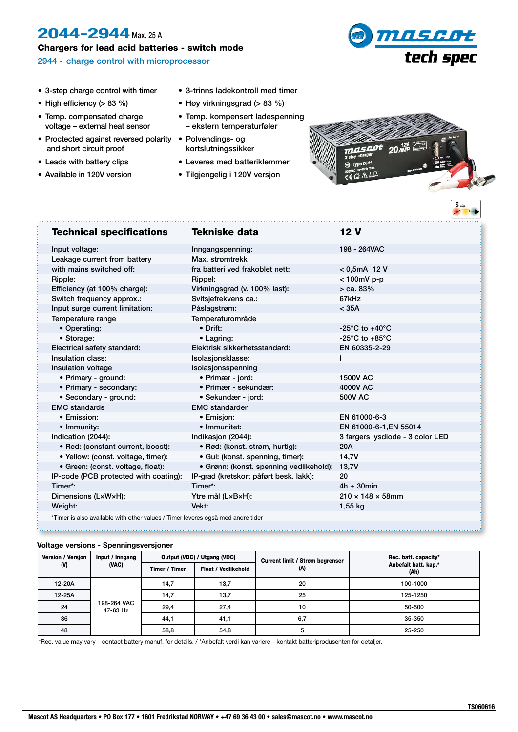# 2044-2944 Max. 25 A

**Chargers for lead acid batteries - switch mode**

2944 - charge control with microprocessor

mascot tech spec

- 3-step charge control with timer
- High efficiency (> 83 %)
- Temp. compensated charge voltage – external heat sensor
- Proctected against reversed polarity and short circuit proof
- Leads with battery clips
- Available in 120V version

- 3-trinns ladekontroll med timer
- Høy virkningsgrad (> 83 %)
- Temp. kompensert ladespenning – ekstern temperaturføler
- Polvendings- og kortslutningssikker
- Leveres med batteriklemmer
- Tilgjengelig i 120V versjon

| Technical specifications | Tekniske data | 12 V |
|---|---|---|
| Input voltage: | Inngangspenning: | 198 - 264VAC |
| Leakage current from battery with mains switched off: | Max. strømtrekk fra batteri ved frakoblet nett: | < 0,5mA 12 V |
| Ripple: | Rippel: | < 100mV p-p |
| Efficiency (at 100% charge): | Virkningsgrad (v. 100% last): | > ca. 83% |
| Switch frequency approx.: | Svitsjefrekvens ca.: | 67kHz |
| Input surge current limitation: | Påslagstrøm: | < 35A |
| Temperature range | Temperaturområde | |
| • Operating: | • Drift: | -25°C to +40°C |
| • Storage: | • Lagring: | -25°C to +85°C |
| Electrical safety standard: | Elektrisk sikkerhetsstandard: | EN 60335-2-29 |
| Insulation class: | Isolasjonsklasse: | I |
| Insulation voltage | Isolasjonsspenning | |
| • Primary - ground: | • Primær - jord: | 1500V AC |
| • Primary - secondary: | • Primær - sekundær: | 4000V AC |
| • Secondary - ground: | • Sekundær - jord: | 500V AC |
| EMC standards | EMC standarder | |
| • Emission: | • Emisjon: | EN 61000-6-3 |
| • Immunity: | • Immunitet: | EN 61000-6-1,EN 55014 |
| Indication (2044): | Indikasjon (2044): | 3 fargers lysdiode - 3 color LED |
| • Red: (constant current, boost): | • Rød: (konst. strøm, hurtig): | 20A |
| • Yellow: (const. voltage, timer): | • Gul: (konst. spenning, timer): | 14,7V |
| • Green: (const. voltage, float): | • Grønn: (konst. spenning vedlikehold): | 13,7V |
| IP-code (PCB protected with coating): | IP-grad (kretskort påført besk. lakk): | 20 |
| Timer*: | Timer*: | 4h ± 30min. |
| Dimensions (LxWxH): | Ytre mål (LxBxH): | 210 x 148 x 58mm |
| Weight: | Vekt: | 1,55 kg |

*Timer is also available with other values / Timer leveres også med andre tider

**Voltage versions - Spenningsversjoner**

| Version / Versjon (V) | Input / Inngang (VAC) | Output (VDC) / Utgang (VDC) | | Current limit / Strøm begrenser (A) | Rec. batt. capacity* Anbefalt batt. kap.* (Ah) |
|---|---|---|---|---|---|
| | | Timer / Timer | Float / Vedlikehold | | |
| 12-20A | 198-264 VAC 47-63 Hz | 14,7 | 13,7 | 20 | 100-1000 |
| 12-25A | | 14,7 | 13,7 | 25 | 125-1250 |
| 24 | | 29,4 | 27,4 | 10 | 50-500 |
| 36 | | 44,1 | 41,1 | 6,7 | 35-350 |
| 48 | | 58,8 | 54,8 | 5 | 25-250 |

*Rec. value may vary – contact battery manuf. for details. / *Anbefalt verdi kan variere – kontakt batteriprodusenten for detaljer.

TS060616

Mascot AS Headquarters • PO Box 177 • 1601 Fredrikstad NORWAY • +47 69 36 43 00 • sales@mascot.no • www.mascot.no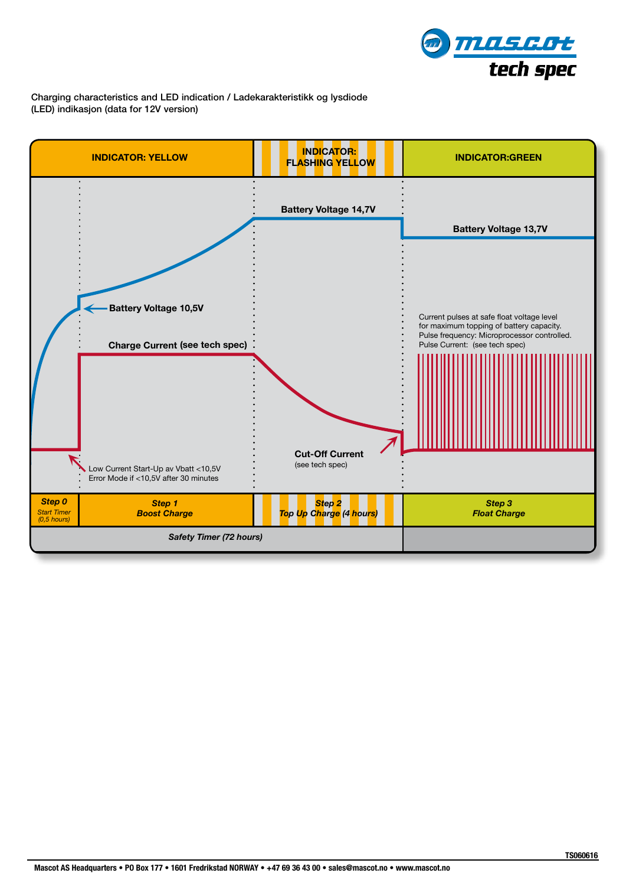mascot tech spec

Charging characteristics and LED indication / Ladekarakteristikk og lysdiode (LED) indikasjon (data for 12V version)

INDICATOR: YELLOW

INDICATOR: FLASHING YELLOW

INDICATOR:GREEN

Battery Voltage 14,7V

Battery Voltage 13,7V

Battery Voltage 10,5V

Current pulses at safe float voltage level for maximum topping of battery capacity. Pulse frequency: Microprocessor controlled. Pulse Current: (see tech spec)

Charge Current (see tech spec)

Cut-Off Current (see tech spec)

Low Current Start-Up av Vbatt <10,5V
Error Mode if <10,5V after 30 minutes

*Step 0*
*Start Timer (0,5 hours)*

*Step 1*
*Boost Charge*

*Step 2*
*Top Up Charge (4 hours)*

*Step 3*
*Float Charge*

*Safety Timer (72 hours)*

TS060616

Mascot AS Headquarters • PO Box 177 • 1601 Fredrikstad NORWAY • +47 69 36 43 00 • sales@mascot.no • www.mascot.no